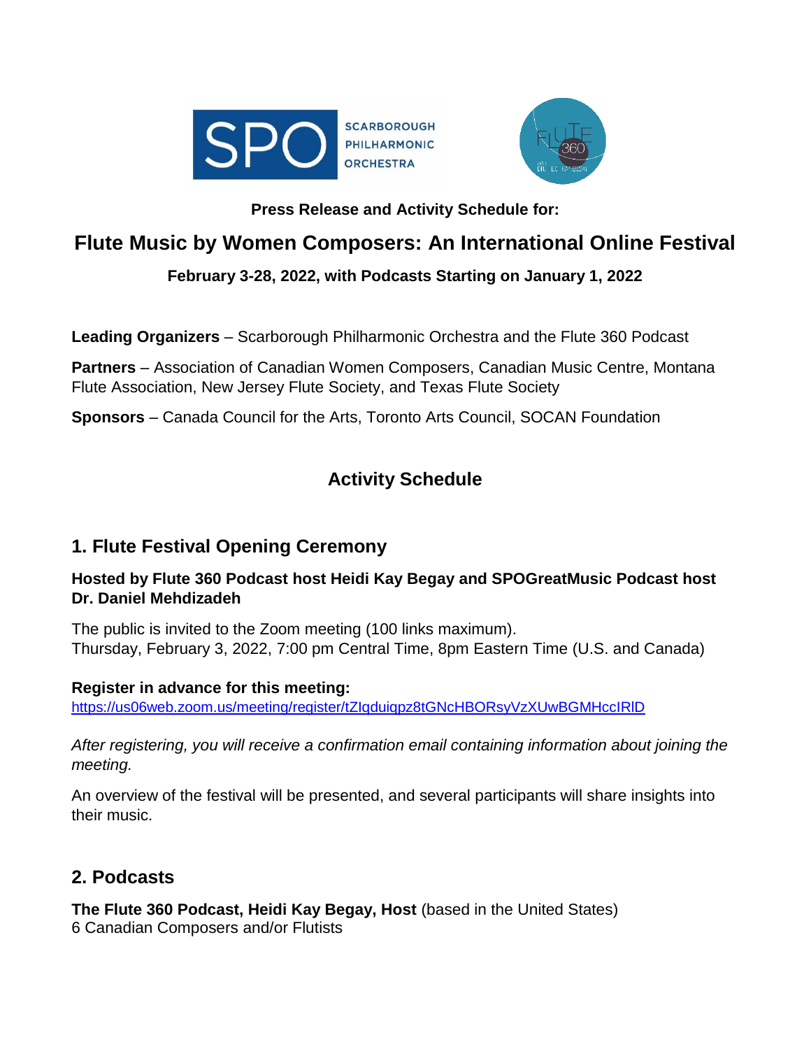**Press Release and Activity Schedule for:**

# Flute Music by Women Composers: An International Online Festival

**February 3-28, 2022, with Podcasts Starting on January 1, 2022**

**Leading Organizers** – Scarborough Philharmonic Orchestra and the Flute 360 Podcast

**Partners** – Association of Canadian Women Composers, Canadian Music Centre, Montana Flute Association, New Jersey Flute Society, and Texas Flute Society

**Sponsors** – Canada Council for the Arts, Toronto Arts Council, SOCAN Foundation

## Activity Schedule

## 1. Flute Festival Opening Ceremony

**Hosted by Flute 360 Podcast host Heidi Kay Begay and SPOGreatMusic Podcast host Dr. Daniel Mehdizadeh**

The public is invited to the Zoom meeting (100 links maximum).
Thursday, February 3, 2022, 7:00 pm Central Time, 8pm Eastern Time (U.S. and Canada)

**Register in advance for this meeting:**
https://us06web.zoom.us/meeting/register/tZIqduiqpz8tGNcHBORsyVzXUwBGMHccIRlD

*After registering, you will receive a confirmation email containing information about joining the meeting.*

An overview of the festival will be presented, and several participants will share insights into their music.

## 2. Podcasts

**The Flute 360 Podcast, Heidi Kay Begay, Host** (based in the United States)
6 Canadian Composers and/or Flutists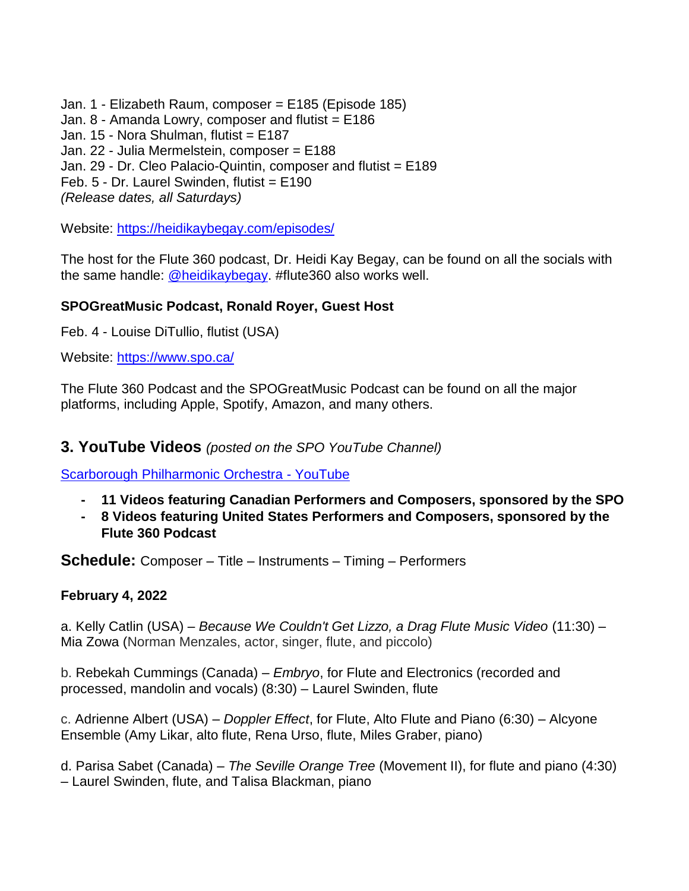Jan. 1 - Elizabeth Raum, composer = E185 (Episode 185)
Jan. 8 - Amanda Lowry, composer and flutist = E186
Jan. 15 - Nora Shulman, flutist = E187
Jan. 22 - Julia Mermelstein, composer = E188
Jan. 29 - Dr. Cleo Palacio-Quintin, composer and flutist = E189
Feb. 5 - Dr. Laurel Swinden, flutist = E190
*(Release dates, all Saturdays)*

Website: [https://heidikaybegay.com/episodes/](https://heidikaybegay.com/episodes/)

The host for the Flute 360 podcast, Dr. Heidi Kay Begay, can be found on all the socials with the same handle: @heidikaybegay. #flute360 also works well.

**SPOGreatMusic Podcast, Ronald Royer, Guest Host**

Feb. 4 - Louise DiTullio, flutist (USA)

Website: [https://www.spo.ca/](https://www.spo.ca/)

The Flute 360 Podcast and the SPOGreatMusic Podcast can be found on all the major platforms, including Apple, Spotify, Amazon, and many others.

## 3. YouTube Videos *(posted on the SPO YouTube Channel)*

Scarborough Philharmonic Orchestra - YouTube

- **11 Videos featuring Canadian Performers and Composers, sponsored by the SPO**
- **8 Videos featuring United States Performers and Composers, sponsored by the Flute 360 Podcast**

**Schedule:** Composer – Title – Instruments – Timing – Performers

**February 4, 2022**

a. Kelly Catlin (USA) – *Because We Couldn't Get Lizzo, a Drag Flute Music Video* (11:30) – Mia Zowa (Norman Menzales, actor, singer, flute, and piccolo)

b. Rebekah Cummings (Canada) – *Embryo*, for Flute and Electronics (recorded and processed, mandolin and vocals) (8:30) – Laurel Swinden, flute

c. Adrienne Albert (USA) – *Doppler Effect*, for Flute, Alto Flute and Piano (6:30) – Alcyone Ensemble (Amy Likar, alto flute, Rena Urso, flute, Miles Graber, piano)

d. Parisa Sabet (Canada) – *The Seville Orange Tree* (Movement II), for flute and piano (4:30) – Laurel Swinden, flute, and Talisa Blackman, piano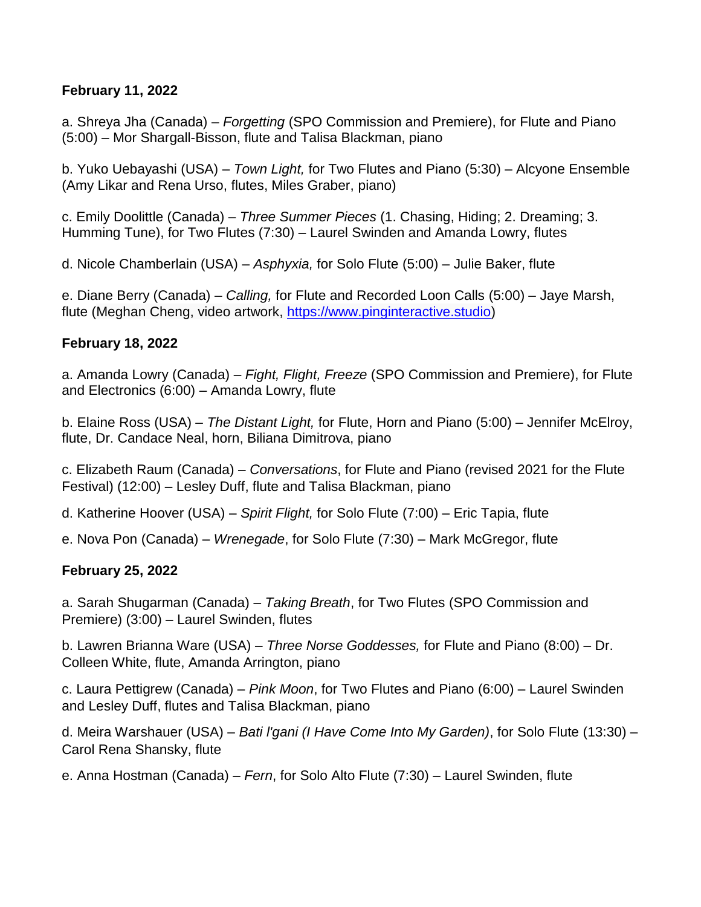**February 11, 2022**

a. Shreya Jha (Canada) – *Forgetting* (SPO Commission and Premiere), for Flute and Piano (5:00) – Mor Shargall-Bisson, flute and Talisa Blackman, piano

b. Yuko Uebayashi (USA) – *Town Light,* for Two Flutes and Piano (5:30) – Alcyone Ensemble (Amy Likar and Rena Urso, flutes, Miles Graber, piano)

c. Emily Doolittle (Canada) – *Three Summer Pieces* (1. Chasing, Hiding; 2. Dreaming; 3. Humming Tune), for Two Flutes (7:30) – Laurel Swinden and Amanda Lowry, flutes

d. Nicole Chamberlain (USA) – *Asphyxia,* for Solo Flute (5:00) – Julie Baker, flute

e. Diane Berry (Canada) – *Calling,* for Flute and Recorded Loon Calls (5:00) – Jaye Marsh, flute (Meghan Cheng, video artwork, https://www.pinginteractive.studio)

**February 18, 2022**

a. Amanda Lowry (Canada) – *Fight, Flight, Freeze* (SPO Commission and Premiere), for Flute and Electronics (6:00) – Amanda Lowry, flute

b. Elaine Ross (USA) – *The Distant Light,* for Flute, Horn and Piano (5:00) – Jennifer McElroy, flute, Dr. Candace Neal, horn, Biliana Dimitrova, piano

c. Elizabeth Raum (Canada) – *Conversations*, for Flute and Piano (revised 2021 for the Flute Festival) (12:00) – Lesley Duff, flute and Talisa Blackman, piano

d. Katherine Hoover (USA) – *Spirit Flight,* for Solo Flute (7:00) – Eric Tapia, flute

e. Nova Pon (Canada) – *Wrenegade*, for Solo Flute (7:30) – Mark McGregor, flute

**February 25, 2022**

a. Sarah Shugarman (Canada) – *Taking Breath*, for Two Flutes (SPO Commission and Premiere) (3:00) – Laurel Swinden, flutes

b. Lawren Brianna Ware (USA) – *Three Norse Goddesses,* for Flute and Piano (8:00) – Dr. Colleen White, flute, Amanda Arrington, piano

c. Laura Pettigrew (Canada) – *Pink Moon*, for Two Flutes and Piano (6:00) – Laurel Swinden and Lesley Duff, flutes and Talisa Blackman, piano

d. Meira Warshauer (USA) – *Bati l'gani (I Have Come Into My Garden)*, for Solo Flute (13:30) – Carol Rena Shansky, flute

e. Anna Hostman (Canada) – *Fern*, for Solo Alto Flute (7:30) – Laurel Swinden, flute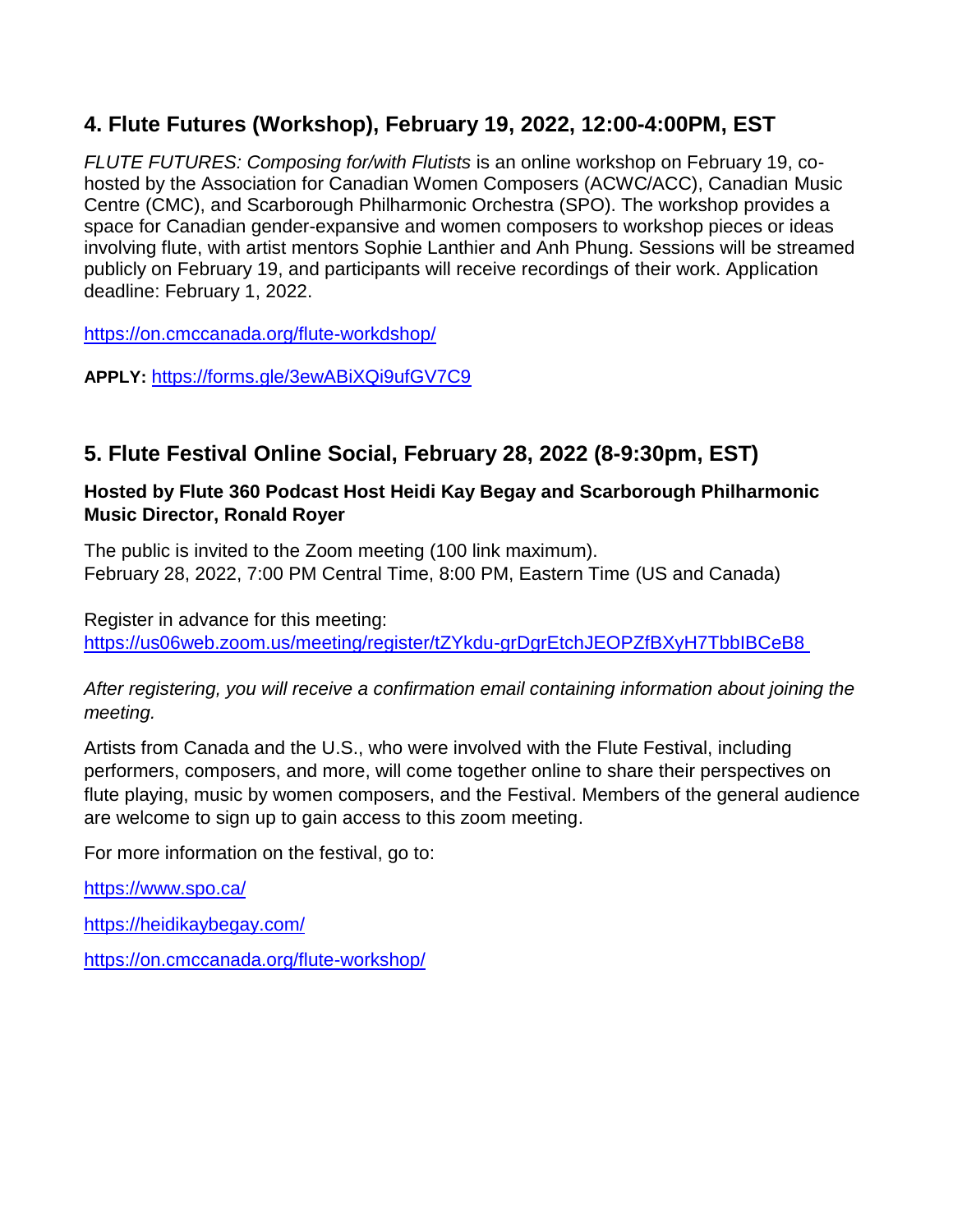## 4. Flute Futures (Workshop), February 19, 2022, 12:00-4:00PM, EST

*FLUTE FUTURES: Composing for/with Flutists* is an online workshop on February 19, co-hosted by the Association for Canadian Women Composers (ACWC/ACC), Canadian Music Centre (CMC), and Scarborough Philharmonic Orchestra (SPO). The workshop provides a space for Canadian gender-expansive and women composers to workshop pieces or ideas involving flute, with artist mentors Sophie Lanthier and Anh Phung. Sessions will be streamed publicly on February 19, and participants will receive recordings of their work. Application deadline: February 1, 2022.

https://on.cmccanada.org/flute-workdshop/

**APPLY:** https://forms.gle/3ewABiXQi9ufGV7C9

## 5. Flute Festival Online Social, February 28, 2022 (8-9:30pm, EST)

**Hosted by Flute 360 Podcast Host Heidi Kay Begay and Scarborough Philharmonic Music Director, Ronald Royer**

The public is invited to the Zoom meeting (100 link maximum).
February 28, 2022, 7:00 PM Central Time, 8:00 PM, Eastern Time (US and Canada)

Register in advance for this meeting:
https://us06web.zoom.us/meeting/register/tZYkdu-grDgrEtchJEOPZfBXyH7TbbIBCeB8

*After registering, you will receive a confirmation email containing information about joining the meeting.*

Artists from Canada and the U.S., who were involved with the Flute Festival, including performers, composers, and more, will come together online to share their perspectives on flute playing, music by women composers, and the Festival. Members of the general audience are welcome to sign up to gain access to this zoom meeting.

For more information on the festival, go to:

https://www.spo.ca/

https://heidikaybegay.com/

https://on.cmccanada.org/flute-workshop/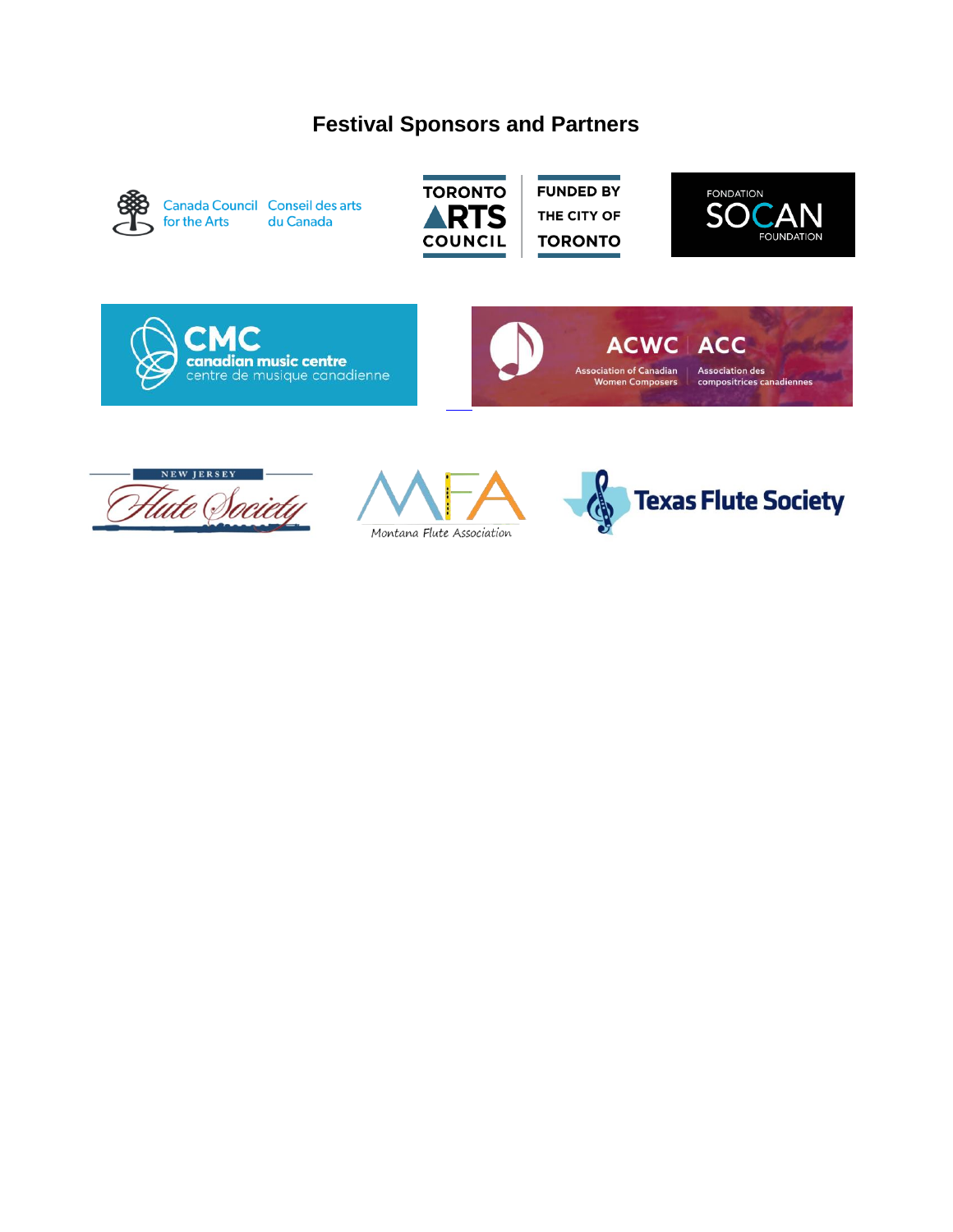# Festival Sponsors and Partners

Canada Council for the Arts | Conseil des arts du Canada

TORONTO ARTS COUNCIL | FUNDED BY THE CITY OF TORONTO

FONDATION SOCAN FOUNDATION

CMC canadian music centre | centre de musique canadienne

ACWC | ACC
Association of Canadian Women Composers | Association des compositrices canadiennes

NEW JERSEY Flute Society

MFA Montana Flute Association

Texas Flute Society